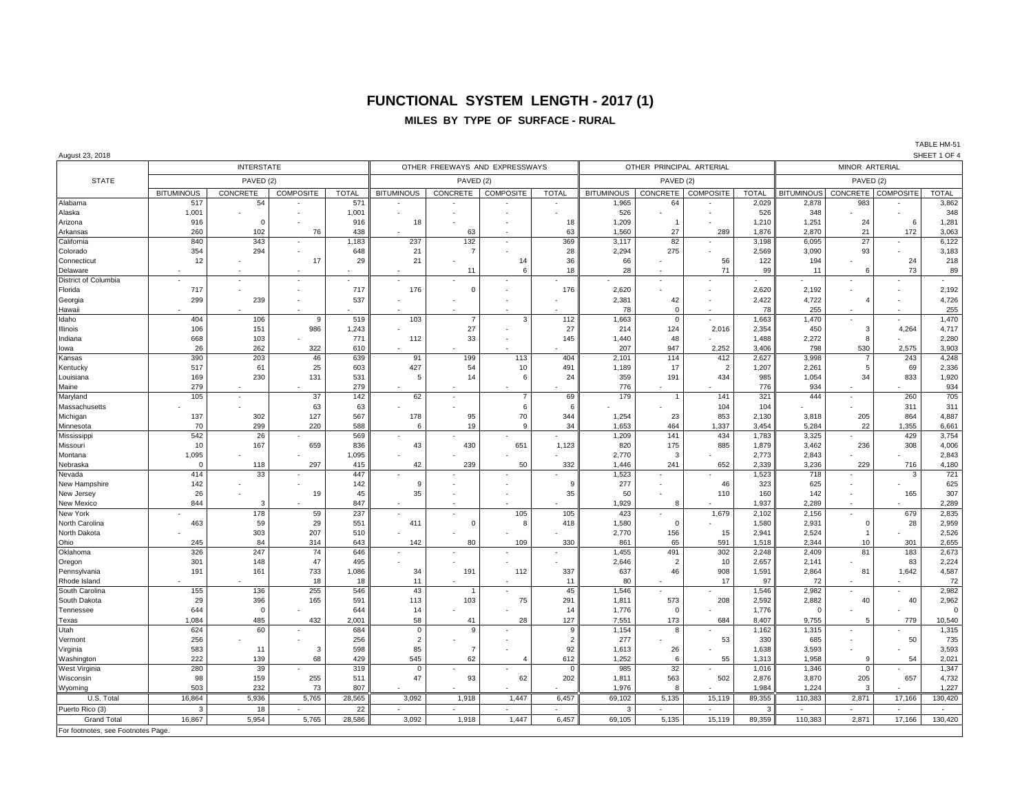# FUNCTIONAL SYSTEM LENGTH - 2017 (1)

## MILES BY TYPE OF SURFACE - RURAL

TABLE HM-51
SHEET 1 OF 4

August 23, 2018

| STATE | INTERSTATE | | | | OTHER FREEWAYS AND EXPRESSWAYS | | | | OTHER PRINCIPAL ARTERIAL | | | | MINOR ARTERIAL | | | |
|---|---|---|---|---|---|---|---|---|---|---|---|---|---|---|---|---|
| | PAVED (2) | | | | PAVED (2) | | | | PAVED (2) | | | | PAVED (2) | | | |
| | BITUMINOUS | CONCRETE | COMPOSITE | TOTAL | BITUMINOUS | CONCRETE | COMPOSITE | TOTAL | BITUMINOUS | CONCRETE | COMPOSITE | TOTAL | BITUMINOUS | CONCRETE | COMPOSITE | TOTAL |
| Alabama | 517 | 54 | - | 571 | - | - | - | - | 1,965 | 64 | - | 2,029 | 2,878 | 983 | - | 3,862 |
| Alaska | 1,001 | - | - | 1,001 | - | - | - | - | 526 | - | - | 526 | 348 | - | - | 348 |
| Arizona | 916 | 0 | - | 916 | 18 | - | - | 18 | 1,209 | 1 | - | 1,210 | 1,251 | 24 | 6 | 1,281 |
| Arkansas | 260 | 102 | 76 | 438 | - | 63 | - | 63 | 1,560 | 27 | 289 | 1,876 | 2,870 | 21 | 172 | 3,063 |
| California | 840 | 343 | - | 1,183 | 237 | 132 | - | 369 | 3,117 | 82 | - | 3,198 | 6,095 | 27 | - | 6,122 |
| Colorado | 354 | 294 | - | 648 | 21 | 7 | - | 28 | 2,294 | 275 | - | 2,569 | 3,090 | 93 | - | 3,183 |
| Connecticut | 12 | - | 17 | 29 | 21 | - | 14 | 36 | 66 | - | 56 | 122 | 194 | - | 24 | 218 |
| Delaware | - | - | - | - | - | 11 | 6 | 18 | 28 | - | 71 | 99 | 11 | 6 | 73 | 89 |
| District of Columbia | - | - | - | - | - | - | - | - | - | - | - | - | - | - | - | - |
| Florida | 717 | - | - | 717 | 176 | 0 | - | 176 | 2,620 | - | - | 2,620 | 2,192 | - | - | 2,192 |
| Georgia | 299 | 239 | - | 537 | - | - | - | - | 2,381 | 42 | - | 2,422 | 4,722 | 4 | - | 4,726 |
| Hawaii | - | - | - | - | - | - | - | - | 78 | 0 | - | 78 | 255 | - | - | 255 |
| Idaho | 404 | 106 | 9 | 519 | 103 | 7 | 3 | 112 | 1,663 | 0 | - | 1,663 | 1,470 | - | - | 1,470 |
| Illinois | 106 | 151 | 986 | 1,243 | - | 27 | - | 27 | 214 | 124 | 2,016 | 2,354 | 450 | 3 | 4,264 | 4,717 |
| Indiana | 668 | 103 | - | 771 | 112 | 33 | - | 145 | 1,440 | 48 | - | 1,488 | 2,272 | 8 | - | 2,280 |
| Iowa | 26 | 262 | 322 | 610 | - | - | - | - | 207 | 947 | 2,252 | 3,406 | 798 | 530 | 2,575 | 3,903 |
| Kansas | 390 | 203 | 46 | 639 | 91 | 199 | 113 | 404 | 2,101 | 114 | 412 | 2,627 | 3,998 | 7 | 243 | 4,248 |
| Kentucky | 517 | 61 | 25 | 603 | 427 | 54 | 10 | 491 | 1,189 | 17 | 2 | 1,207 | 2,261 | 5 | 69 | 2,336 |
| Louisiana | 169 | 230 | 131 | 531 | 5 | 14 | 6 | 24 | 359 | 191 | 434 | 985 | 1,054 | 34 | 833 | 1,920 |
| Maine | 279 | - | - | 279 | - | - | - | - | 776 | - | - | 776 | 934 | - | - | 934 |
| Maryland | 105 | - | 37 | 142 | 62 | - | 7 | 69 | 179 | 1 | 141 | 321 | 444 | - | 260 | 705 |
| Massachusetts | - | - | 63 | 63 | - | - | 6 | 6 | - | - | 104 | 104 | - | - | 311 | 311 |
| Michigan | 137 | 302 | 127 | 567 | 178 | 95 | 70 | 344 | 1,254 | 23 | 853 | 2,130 | 3,818 | 205 | 864 | 4,887 |
| Minnesota | 70 | 299 | 220 | 588 | 6 | 19 | 9 | 34 | 1,653 | 464 | 1,337 | 3,454 | 5,284 | 22 | 1,355 | 6,661 |
| Mississippi | 542 | 26 | - | 569 | - | - | - | - | 1,209 | 141 | 434 | 1,783 | 3,325 | - | 429 | 3,754 |
| Missouri | 10 | 167 | 659 | 836 | 43 | 430 | 651 | 1,123 | 820 | 175 | 885 | 1,879 | 3,462 | 236 | 308 | 4,006 |
| Montana | 1,095 | - | - | 1,095 | - | - | - | - | 2,770 | 3 | - | 2,773 | 2,843 | - | - | 2,843 |
| Nebraska | 0 | 118 | 297 | 415 | 42 | 239 | 50 | 332 | 1,446 | 241 | 652 | 2,339 | 3,236 | 229 | 716 | 4,180 |
| Nevada | 414 | 33 | - | 447 | - | - | - | - | 1,523 | - | - | 1,523 | 718 | - | 3 | 721 |
| New Hampshire | 142 | - | - | 142 | 9 | - | - | 9 | 277 | - | 46 | 323 | 625 | - | - | 625 |
| New Jersey | 26 | - | 19 | 45 | 35 | - | - | 35 | 50 | - | 110 | 160 | 142 | - | 165 | 307 |
| New Mexico | 844 | 3 | - | 847 | - | - | - | - | 1,929 | 8 | - | 1,937 | 2,289 | - | - | 2,289 |
| New York | - | 178 | 59 | 237 | - | - | 105 | 105 | 423 | - | 1,679 | 2,102 | 2,156 | - | 679 | 2,835 |
| North Carolina | 463 | 59 | 29 | 551 | 411 | 0 | 8 | 418 | 1,580 | 0 | - | 1,580 | 2,931 | 0 | 28 | 2,959 |
| North Dakota | - | 303 | 207 | 510 | - | - | - | - | 2,770 | 156 | 15 | 2,941 | 2,524 | 1 | - | 2,526 |
| Ohio | 245 | 84 | 314 | 643 | 142 | 80 | 109 | 330 | 861 | 65 | 591 | 1,518 | 2,344 | 10 | 301 | 2,655 |
| Oklahoma | 326 | 247 | 74 | 646 | - | - | - | - | 1,455 | 491 | 302 | 2,248 | 2,409 | 81 | 183 | 2,673 |
| Oregon | 301 | 148 | 47 | 495 | - | - | - | - | 2,646 | 2 | 10 | 2,657 | 2,141 | - | 83 | 2,224 |
| Pennsylvania | 191 | 161 | 733 | 1,086 | 34 | 191 | 112 | 337 | 637 | 46 | 908 | 1,591 | 2,864 | 81 | 1,642 | 4,587 |
| Rhode Island | - | - | 18 | 18 | 11 | - | - | 11 | 80 | - | 17 | 97 | 72 | - | - | 72 |
| South Carolina | 155 | 136 | 255 | 546 | 43 | 1 | - | 45 | 1,546 | - | - | 1,546 | 2,982 | - | - | 2,982 |
| South Dakota | 29 | 396 | 165 | 591 | 113 | 103 | 75 | 291 | 1,811 | 573 | 208 | 2,592 | 2,882 | 40 | 40 | 2,962 |
| Tennessee | 644 | 0 | - | 644 | 14 | - | - | 14 | 1,776 | 0 | - | 1,776 | 0 | - | - | 0 |
| Texas | 1,084 | 485 | 432 | 2,001 | 58 | 41 | 28 | 127 | 7,551 | 173 | 684 | 8,407 | 9,755 | 5 | 779 | 10,540 |
| Utah | 624 | 60 | - | 684 | 0 | 9 | - | 9 | 1,154 | 8 | - | 1,162 | 1,315 | - | - | 1,315 |
| Vermont | 256 | - | - | 256 | 2 | - | - | 2 | 277 | - | 53 | 330 | 685 | - | 50 | 735 |
| Virginia | 583 | 11 | 3 | 598 | 85 | 7 | - | 92 | 1,613 | 26 | - | 1,638 | 3,593 | - | - | 3,593 |
| Washington | 222 | 139 | 68 | 429 | 545 | 62 | 4 | 612 | 1,252 | 6 | 55 | 1,313 | 1,958 | 9 | 54 | 2,021 |
| West Virginia | 280 | 39 | - | 319 | 0 | - | - | 0 | 985 | 32 | - | 1,016 | 1,346 | 0 | - | 1,347 |
| Wisconsin | 98 | 159 | 255 | 511 | 47 | 93 | 62 | 202 | 1,811 | 563 | 502 | 2,876 | 3,870 | 205 | 657 | 4,732 |
| Wyoming | 503 | 232 | 73 | 807 | - | - | - | - | 1,976 | 8 | - | 1,984 | 1,224 | 3 | - | 1,227 |
| U.S. Total | 16,864 | 5,936 | 5,765 | 28,565 | 3,092 | 1,918 | 1,447 | 6,457 | 69,102 | 5,135 | 15,119 | 89,355 | 110,383 | 2,871 | 17,166 | 130,420 |
| Puerto Rico (3) | 3 | 18 | - | 22 | - | - | - | - | 3 | - | - | 3 | - | - | - | - |
| Grand Total | 16,867 | 5,954 | 5,765 | 28,586 | 3,092 | 1,918 | 1,447 | 6,457 | 69,105 | 5,135 | 15,119 | 89,359 | 110,383 | 2,871 | 17,166 | 130,420 |

For footnotes, see Footnotes Page.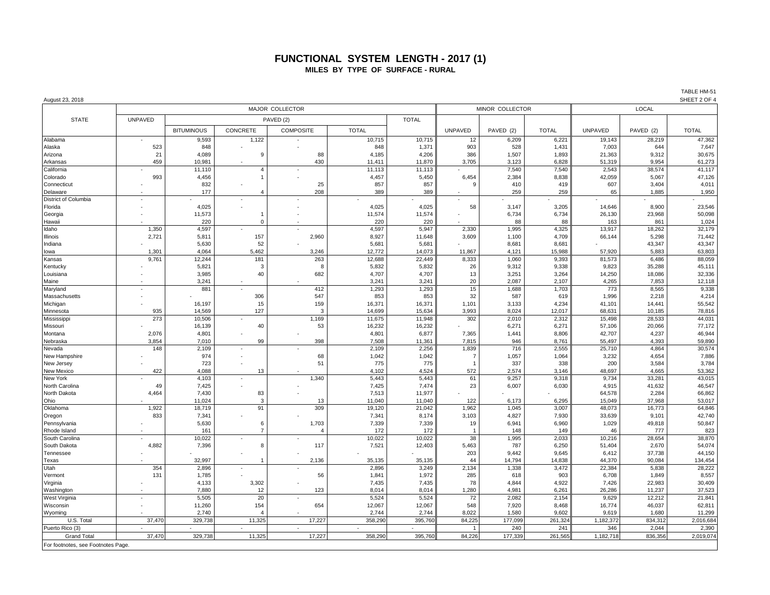# FUNCTIONAL SYSTEM LENGTH - 2017 (1)

## MILES BY TYPE OF SURFACE - RURAL

TABLE HM-51

August 23, 2018

SHEET 2 OF 4

| STATE | MAJOR COLLECTOR | | | | | | MINOR COLLECTOR | | | LOCAL | | |
|---|---|---|---|---|---|---|---|---|---|---|---|---|
| | UNPAVED | PAVED (2) | | | | TOTAL | UNPAVED | PAVED (2) | TOTAL | UNPAVED | PAVED (2) | TOTAL |
| | | BITUMINOUS | CONCRETE | COMPOSITE | TOTAL | | | | | | | |
| Alabama | - | 9,593 | 1,122 | - | 10,715 | 10,715 | 12 | 6,209 | 6,221 | 19,143 | 28,219 | 47,362 |
| Alaska | 523 | 848 | - | - | 848 | 1,371 | 903 | 528 | 1,431 | 7,003 | 644 | 7,647 |
| Arizona | 21 | 4,089 | 9 | 88 | 4,185 | 4,206 | 386 | 1,507 | 1,893 | 21,363 | 9,312 | 30,675 |
| Arkansas | 459 | 10,981 | - | 430 | 11,411 | 11,870 | 3,705 | 3,123 | 6,828 | 51,319 | 9,954 | 61,273 |
| California | - | 11,110 | 4 | - | 11,113 | 11,113 | - | 7,540 | 7,540 | 2,543 | 38,574 | 41,117 |
| Colorado | 993 | 4,456 | 1 | - | 4,457 | 5,450 | 6,454 | 2,384 | 8,838 | 42,059 | 5,067 | 47,126 |
| Connecticut | - | 832 | - | 25 | 857 | 857 | 9 | 410 | 419 | 607 | 3,404 | 4,011 |
| Delaware | - | 177 | 4 | 208 | 389 | 389 | - | 259 | 259 | 65 | 1,885 | 1,950 |
| District of Columbia | - | - | - | - | - | - | - | - | - | - | - | - |
| Florida | - | 4,025 | - | - | 4,025 | 4,025 | 58 | 3,147 | 3,205 | 14,646 | 8,900 | 23,546 |
| Georgia | - | 11,573 | 1 | - | 11,574 | 11,574 | - | 6,734 | 6,734 | 26,130 | 23,968 | 50,098 |
| Hawaii | - | 220 | 0 | - | 220 | 220 | - | 88 | 88 | 163 | 861 | 1,024 |
| Idaho | 1,350 | 4,597 | - | - | 4,597 | 5,947 | 2,330 | 1,995 | 4,325 | 13,917 | 18,262 | 32,179 |
| Illinois | 2,721 | 5,811 | 157 | 2,960 | 8,927 | 11,648 | 3,609 | 1,100 | 4,709 | 66,144 | 5,298 | 71,442 |
| Indiana | - | 5,630 | 52 | - | 5,681 | 5,681 | - | 8,681 | 8,681 | - | 43,347 | 43,347 |
| Iowa | 1,301 | 4,064 | 5,462 | 3,246 | 12,772 | 14,073 | 11,867 | 4,121 | 15,988 | 57,920 | 5,883 | 63,803 |
| Kansas | 9,761 | 12,244 | 181 | 263 | 12,688 | 22,449 | 8,333 | 1,060 | 9,393 | 81,573 | 6,486 | 88,059 |
| Kentucky | - | 5,821 | 3 | 8 | 5,832 | 5,832 | 26 | 9,312 | 9,338 | 9,823 | 35,288 | 45,111 |
| Louisiana | - | 3,985 | 40 | 682 | 4,707 | 4,707 | 13 | 3,251 | 3,264 | 14,250 | 18,086 | 32,336 |
| Maine | - | 3,241 | - | - | 3,241 | 3,241 | 20 | 2,087 | 2,107 | 4,265 | 7,853 | 12,118 |
| Maryland | - | 881 | - | 412 | 1,293 | 1,293 | 15 | 1,688 | 1,703 | 773 | 8,565 | 9,338 |
| Massachusetts | - | - | 306 | 547 | 853 | 853 | 32 | 587 | 619 | 1,996 | 2,218 | 4,214 |
| Michigan | - | 16,197 | 15 | 159 | 16,371 | 16,371 | 1,101 | 3,133 | 4,234 | 41,101 | 14,441 | 55,542 |
| Minnesota | 935 | 14,569 | 127 | 3 | 14,699 | 15,634 | 3,993 | 8,024 | 12,017 | 68,631 | 10,185 | 78,816 |
| Mississippi | 273 | 10,506 | - | 1,169 | 11,675 | 11,948 | 302 | 2,010 | 2,312 | 15,498 | 28,533 | 44,031 |
| Missouri | - | 16,139 | 40 | 53 | 16,232 | 16,232 | - | 6,271 | 6,271 | 57,106 | 20,066 | 77,172 |
| Montana | 2,076 | 4,801 | - | - | 4,801 | 6,877 | 7,365 | 1,441 | 8,806 | 42,707 | 4,237 | 46,944 |
| Nebraska | 3,854 | 7,010 | 99 | 398 | 7,508 | 11,361 | 7,815 | 946 | 8,761 | 55,497 | 4,393 | 59,890 |
| Nevada | 148 | 2,109 | - | - | 2,109 | 2,256 | 1,839 | 716 | 2,555 | 25,710 | 4,864 | 30,574 |
| New Hampshire | - | 974 | - | 68 | 1,042 | 1,042 | 7 | 1,057 | 1,064 | 3,232 | 4,654 | 7,886 |
| New Jersey | - | 723 | - | 51 | 775 | 775 | 1 | 337 | 338 | 200 | 3,584 | 3,784 |
| New Mexico | 422 | 4,088 | 13 | - | 4,102 | 4,524 | 572 | 2,574 | 3,146 | 48,697 | 4,665 | 53,362 |
| New York | - | 4,103 | - | 1,340 | 5,443 | 5,443 | 61 | 9,257 | 9,318 | 9,734 | 33,281 | 43,015 |
| North Carolina | 49 | 7,425 | - | - | 7,425 | 7,474 | 23 | 6,007 | 6,030 | 4,915 | 41,632 | 46,547 |
| North Dakota | 4,464 | 7,430 | 83 | - | 7,513 | 11,977 | - | - | - | 64,578 | 2,284 | 66,862 |
| Ohio | - | 11,024 | 3 | 13 | 11,040 | 11,040 | 122 | 6,173 | 6,295 | 15,049 | 37,968 | 53,017 |
| Oklahoma | 1,922 | 18,719 | 91 | 309 | 19,120 | 21,042 | 1,962 | 1,045 | 3,007 | 48,073 | 16,773 | 64,846 |
| Oregon | 833 | 7,341 | - | - | 7,341 | 8,174 | 3,103 | 4,827 | 7,930 | 33,639 | 9,101 | 42,740 |
| Pennsylvania | - | 5,630 | 6 | 1,703 | 7,339 | 7,339 | 19 | 6,941 | 6,960 | 1,029 | 49,818 | 50,847 |
| Rhode Island | - | 161 | 7 | 4 | 172 | 172 | 1 | 148 | 149 | 46 | 777 | 823 |
| South Carolina | - | 10,022 | - | - | 10,022 | 10,022 | 38 | 1,995 | 2,033 | 10,216 | 28,654 | 38,870 |
| South Dakota | 4,882 | 7,396 | 8 | 117 | 7,521 | 12,403 | 5,463 | 787 | 6,250 | 51,404 | 2,670 | 54,074 |
| Tennessee | - | - | - | - | - | - | 203 | 9,442 | 9,645 | 6,412 | 37,738 | 44,150 |
| Texas | - | 32,997 | 1 | 2,136 | 35,135 | 35,135 | 44 | 14,794 | 14,838 | 44,370 | 90,084 | 134,454 |
| Utah | 354 | 2,896 | - | - | 2,896 | 3,249 | 2,134 | 1,338 | 3,472 | 22,384 | 5,838 | 28,222 |
| Vermont | 131 | 1,785 | - | 56 | 1,841 | 1,972 | 285 | 618 | 903 | 6,708 | 1,849 | 8,557 |
| Virginia | - | 4,133 | 3,302 | - | 7,435 | 7,435 | 78 | 4,844 | 4,922 | 7,426 | 22,983 | 30,409 |
| Washington | - | 7,880 | 12 | 123 | 8,014 | 8,014 | 1,280 | 4,981 | 6,261 | 26,286 | 11,237 | 37,523 |
| West Virginia | - | 5,505 | 20 | - | 5,524 | 5,524 | 72 | 2,082 | 2,154 | 9,629 | 12,212 | 21,841 |
| Wisconsin | - | 11,260 | 154 | 654 | 12,067 | 12,067 | 548 | 7,920 | 8,468 | 16,774 | 46,037 | 62,811 |
| Wyoming | - | 2,740 | 4 | - | 2,744 | 2,744 | 8,022 | 1,580 | 9,602 | 9,619 | 1,680 | 11,299 |
| U.S. Total | 37,470 | 329,738 | 11,325 | 17,227 | 358,290 | 395,760 | 84,225 | 177,099 | 261,324 | 1,182,372 | 834,312 | 2,016,684 |
| Puerto Rico (3) | - | - | - | - | - | - | 1 | 240 | 241 | 346 | 2,044 | 2,390 |
| Grand Total | 37,470 | 329,738 | 11,325 | 17,227 | 358,290 | 395,760 | 84,226 | 177,339 | 261,565 | 1,182,718 | 836,356 | 2,019,074 |

For footnotes, see Footnotes Page.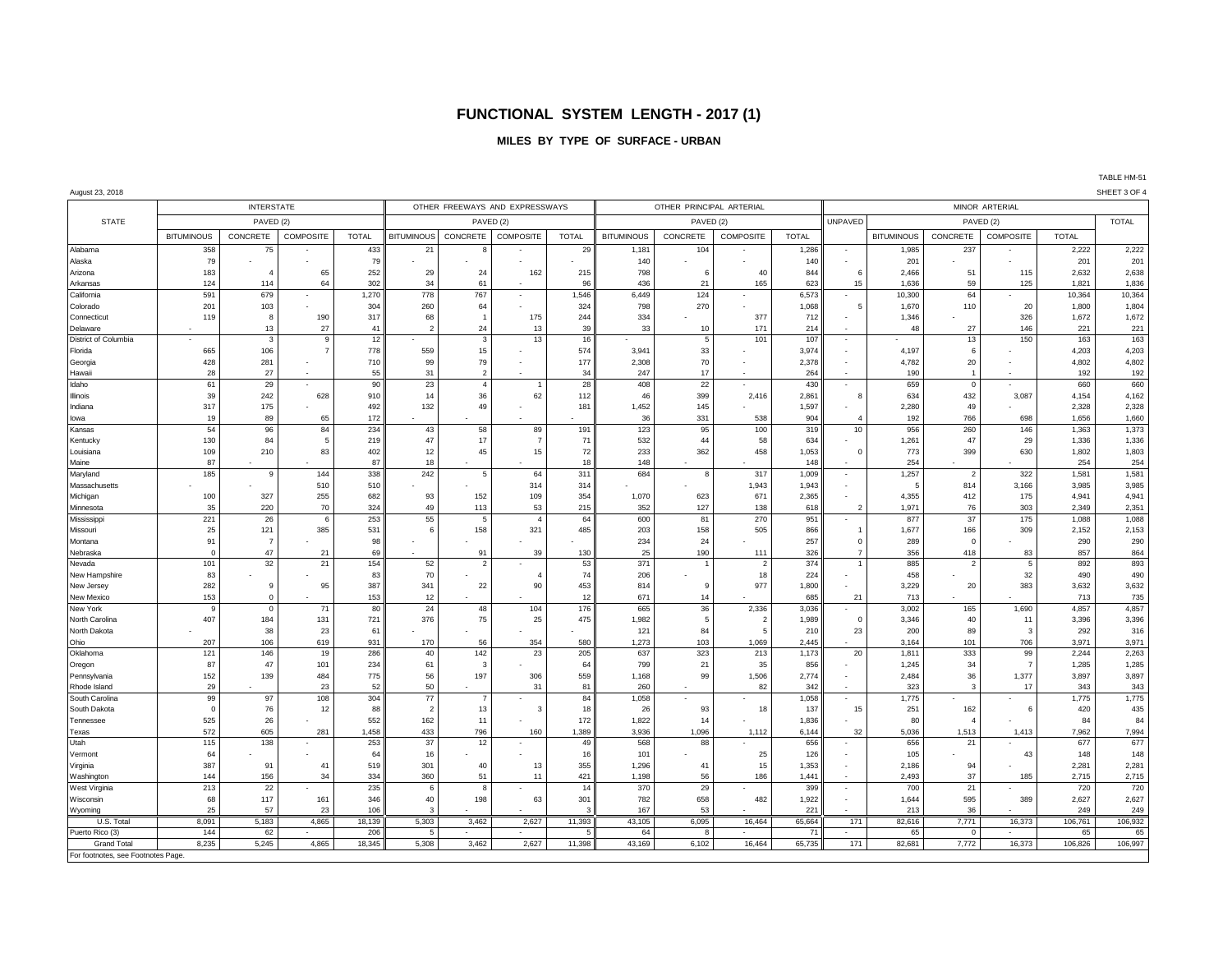# FUNCTIONAL SYSTEM LENGTH - 2017 (1)

## MILES BY TYPE OF SURFACE - URBAN

August 23, 2018

TABLE HM-51

SHEET 3 OF 4

| STATE | INTERSTATE | | | | OTHER FREEWAYS AND EXPRESSWAYS | | | | OTHER PRINCIPAL ARTERIAL | | | | MINOR ARTERIAL | | | | | |
|---|---|---|---|---|---|---|---|---|---|---|---|---|---|---|---|---|---|---|
| | PAVED (2) | | | | PAVED (2) | | | | PAVED (2) | | | | UNPAVED | PAVED (2) | | | | TOTAL |
| | BITUMINOUS | CONCRETE | COMPOSITE | TOTAL | BITUMINOUS | CONCRETE | COMPOSITE | TOTAL | BITUMINOUS | CONCRETE | COMPOSITE | TOTAL | | BITUMINOUS | CONCRETE | COMPOSITE | TOTAL | |
| Alabama | 358 | 75 | - | 433 | 21 | 8 | - | 29 | 1,181 | 104 | - | 1,286 | - | 1,985 | 237 | - | 2,222 | 2,222 |
| Alaska | 79 | - | - | 79 | - | - | - | - | 140 | - | - | 140 | - | 201 | - | - | 201 | 201 |
| Arizona | 183 | 4 | 65 | 252 | 29 | 24 | 162 | 215 | 798 | 6 | 40 | 844 | 6 | 2,466 | 51 | 115 | 2,632 | 2,638 |
| Arkansas | 124 | 114 | 64 | 302 | 34 | 61 | - | 96 | 436 | 21 | 165 | 623 | 15 | 1,636 | 59 | 125 | 1,821 | 1,836 |
| California | 591 | 679 | - | 1,270 | 778 | 767 | - | 1,546 | 6,449 | 124 | - | 6,573 | - | 10,300 | 64 | - | 10,364 | 10,364 |
| Colorado | 201 | 103 | - | 304 | 260 | 64 | - | 324 | 798 | 270 | - | 1,068 | 5 | 1,670 | 110 | 20 | 1,800 | 1,804 |
| Connecticut | 119 | 8 | 190 | 317 | 68 | 1 | 175 | 244 | 334 | - | 377 | 712 | - | 1,346 | - | 326 | 1,672 | 1,672 |
| Delaware | - | 13 | 27 | 41 | 2 | 24 | 13 | 39 | 33 | 10 | 171 | 214 | - | 48 | 27 | 146 | 221 | 221 |
| District of Columbia | - | 3 | 9 | 12 | - | 3 | 13 | 16 | - | 5 | 101 | 107 | - | - | 13 | 150 | 163 | 163 |
| Florida | 665 | 106 | 7 | 778 | 559 | 15 | - | 574 | 3,941 | 33 | - | 3,974 | - | 4,197 | 6 | - | 4,203 | 4,203 |
| Georgia | 428 | 281 | - | 710 | 99 | 79 | - | 177 | 2,308 | 70 | - | 2,378 | - | 4,782 | 20 | - | 4,802 | 4,802 |
| Hawaii | 28 | 27 | - | 55 | 31 | 2 | - | 34 | 247 | 17 | - | 264 | - | 190 | 1 | - | 192 | 192 |
| Idaho | 61 | 29 | - | 90 | 23 | 4 | 1 | 28 | 408 | 22 | - | 430 | - | 659 | 0 | - | 660 | 660 |
| Illinois | 39 | 242 | 628 | 910 | 14 | 36 | 62 | 112 | 46 | 399 | 2,416 | 2,861 | 8 | 634 | 432 | 3,087 | 4,154 | 4,162 |
| Indiana | 317 | 175 | - | 492 | 132 | 49 | - | 181 | 1,452 | 145 | - | 1,597 | - | 2,280 | 49 | - | 2,328 | 2,328 |
| Iowa | 19 | 89 | 65 | 172 | - | - | - | - | 36 | 331 | 538 | 904 | 4 | 192 | 766 | 698 | 1,656 | 1,660 |
| Kansas | 54 | 96 | 84 | 234 | 43 | 58 | 89 | 191 | 123 | 95 | 100 | 319 | 10 | 956 | 260 | 146 | 1,363 | 1,373 |
| Kentucky | 130 | 84 | 5 | 219 | 47 | 17 | 7 | 71 | 532 | 44 | 58 | 634 | - | 1,261 | 47 | 29 | 1,336 | 1,336 |
| Louisiana | 109 | 210 | 83 | 402 | 12 | 45 | 15 | 72 | 233 | 362 | 458 | 1,053 | 0 | 773 | 399 | 630 | 1,802 | 1,803 |
| Maine | 87 | - | - | 87 | 18 | - | - | 18 | 148 | - | - | 148 | - | 254 | - | - | 254 | 254 |
| Maryland | 185 | 9 | 144 | 338 | 242 | 5 | 64 | 311 | 684 | 8 | 317 | 1,009 | - | 1,257 | 2 | 322 | 1,581 | 1,581 |
| Massachusetts | - | - | 510 | 510 | - | - | 314 | 314 | - | - | 1,943 | 1,943 | - | 5 | 814 | 3,166 | 3,985 | 3,985 |
| Michigan | 100 | 327 | 255 | 682 | 93 | 152 | 109 | 354 | 1,070 | 623 | 671 | 2,365 | - | 4,355 | 412 | 175 | 4,941 | 4,941 |
| Minnesota | 35 | 220 | 70 | 324 | 49 | 113 | 53 | 215 | 352 | 127 | 138 | 618 | 2 | 1,971 | 76 | 303 | 2,349 | 2,351 |
| Mississippi | 221 | 26 | 6 | 253 | 55 | 5 | 4 | 64 | 600 | 81 | 270 | 951 | - | 877 | 37 | 175 | 1,088 | 1,088 |
| Missouri | 25 | 121 | 385 | 531 | 6 | 158 | 321 | 485 | 203 | 158 | 505 | 866 | 1 | 1,677 | 166 | 309 | 2,152 | 2,153 |
| Montana | 91 | 7 | - | 98 | - | - | - | - | 234 | 24 | - | 257 | 0 | 289 | 0 | - | 290 | 290 |
| Nebraska | 0 | 47 | 21 | 69 | - | 91 | 39 | 130 | 25 | 190 | 111 | 326 | 7 | 356 | 418 | 83 | 857 | 864 |
| Nevada | 101 | 32 | 21 | 154 | 52 | 2 | - | 53 | 371 | 1 | 2 | 374 | 1 | 885 | 2 | 5 | 892 | 893 |
| New Hampshire | 83 | - | - | 83 | 70 | - | 4 | 74 | 206 | - | 18 | 224 | - | 458 | - | 32 | 490 | 490 |
| New Jersey | 282 | 9 | 95 | 387 | 341 | 22 | 90 | 453 | 814 | 9 | 977 | 1,800 | - | 3,229 | 20 | 383 | 3,632 | 3,632 |
| New Mexico | 153 | 0 | - | 153 | 12 | - | - | 12 | 671 | 14 | - | 685 | 21 | 713 | - | - | 713 | 735 |
| New York | 9 | 0 | 71 | 80 | 24 | 48 | 104 | 176 | 665 | 36 | 2,336 | 3,036 | - | 3,002 | 165 | 1,690 | 4,857 | 4,857 |
| North Carolina | 407 | 184 | 131 | 721 | 376 | 75 | 25 | 475 | 1,982 | 5 | 2 | 1,989 | 0 | 3,346 | 40 | 11 | 3,396 | 3,396 |
| North Dakota | - | 38 | 23 | 61 | - | - | - | - | 121 | 84 | 5 | 210 | 23 | 200 | 89 | 3 | 292 | 316 |
| Ohio | 207 | 106 | 619 | 931 | 170 | 56 | 354 | 580 | 1,273 | 103 | 1,069 | 2,445 | - | 3,164 | 101 | 706 | 3,971 | 3,971 |
| Oklahoma | 121 | 146 | 19 | 286 | 40 | 142 | 23 | 205 | 637 | 323 | 213 | 1,173 | 20 | 1,811 | 333 | 99 | 2,244 | 2,263 |
| Oregon | 87 | 47 | 101 | 234 | 61 | 3 | - | 64 | 799 | 21 | 35 | 856 | - | 1,245 | 34 | 7 | 1,285 | 1,285 |
| Pennsylvania | 152 | 139 | 484 | 775 | 56 | 197 | 306 | 559 | 1,168 | 99 | 1,506 | 2,774 | - | 2,484 | 36 | 1,377 | 3,897 | 3,897 |
| Rhode Island | 29 | - | 23 | 52 | 50 | - | 31 | 81 | 260 | - | 82 | 342 | - | 323 | 3 | 17 | 343 | 343 |
| South Carolina | 99 | 97 | 108 | 304 | 77 | 7 | - | 84 | 1,058 | - | - | 1,058 | - | 1,775 | - | - | 1,775 | 1,775 |
| South Dakota | 0 | 76 | 12 | 88 | 2 | 13 | 3 | 18 | 26 | 93 | 18 | 137 | 15 | 251 | 162 | 6 | 420 | 435 |
| Tennessee | 525 | 26 | - | 552 | 162 | 11 | - | 172 | 1,822 | 14 | - | 1,836 | - | 80 | 4 | - | 84 | 84 |
| Texas | 572 | 605 | 281 | 1,458 | 433 | 796 | 160 | 1,389 | 3,936 | 1,096 | 1,112 | 6,144 | 32 | 5,036 | 1,513 | 1,413 | 7,962 | 7,994 |
| Utah | 115 | 138 | - | 253 | 37 | 12 | - | 49 | 568 | 88 | - | 656 | - | 656 | 21 | - | 677 | 677 |
| Vermont | 64 | - | - | 64 | 16 | - | - | 16 | 101 | - | 25 | 126 | - | 105 | - | 43 | 148 | 148 |
| Virginia | 387 | 91 | 41 | 519 | 301 | 40 | 13 | 355 | 1,296 | 41 | 15 | 1,353 | - | 2,186 | 94 | - | 2,281 | 2,281 |
| Washington | 144 | 156 | 34 | 334 | 360 | 51 | 11 | 421 | 1,198 | 56 | 186 | 1,441 | - | 2,493 | 37 | 185 | 2,715 | 2,715 |
| West Virginia | 213 | 22 | - | 235 | 6 | 8 | - | 14 | 370 | 29 | - | 399 | - | 700 | 21 | - | 720 | 720 |
| Wisconsin | 68 | 117 | 161 | 346 | 40 | 198 | 63 | 301 | 782 | 658 | 482 | 1,922 | - | 1,644 | 595 | 389 | 2,627 | 2,627 |
| Wyoming | 25 | 57 | 23 | 106 | 3 | - | - | 3 | 167 | 53 | - | 221 | - | 213 | 36 | - | 249 | 249 |
| U.S. Total | 8,091 | 5,183 | 4,865 | 18,139 | 5,303 | 3,462 | 2,627 | 11,393 | 43,105 | 6,095 | 16,464 | 65,664 | 171 | 82,616 | 7,771 | 16,373 | 106,761 | 106,932 |
| Puerto Rico (3) | 144 | 62 | - | 206 | 5 | - | - | 5 | 64 | 8 | - | 71 | - | 65 | 0 | - | 65 | 65 |
| Grand Total | 8,235 | 5,245 | 4,865 | 18,345 | 5,308 | 3,462 | 2,627 | 11,398 | 43,169 | 6,102 | 16,464 | 65,735 | 171 | 82,681 | 7,772 | 16,373 | 106,826 | 106,997 |

For footnotes, see Footnotes Page.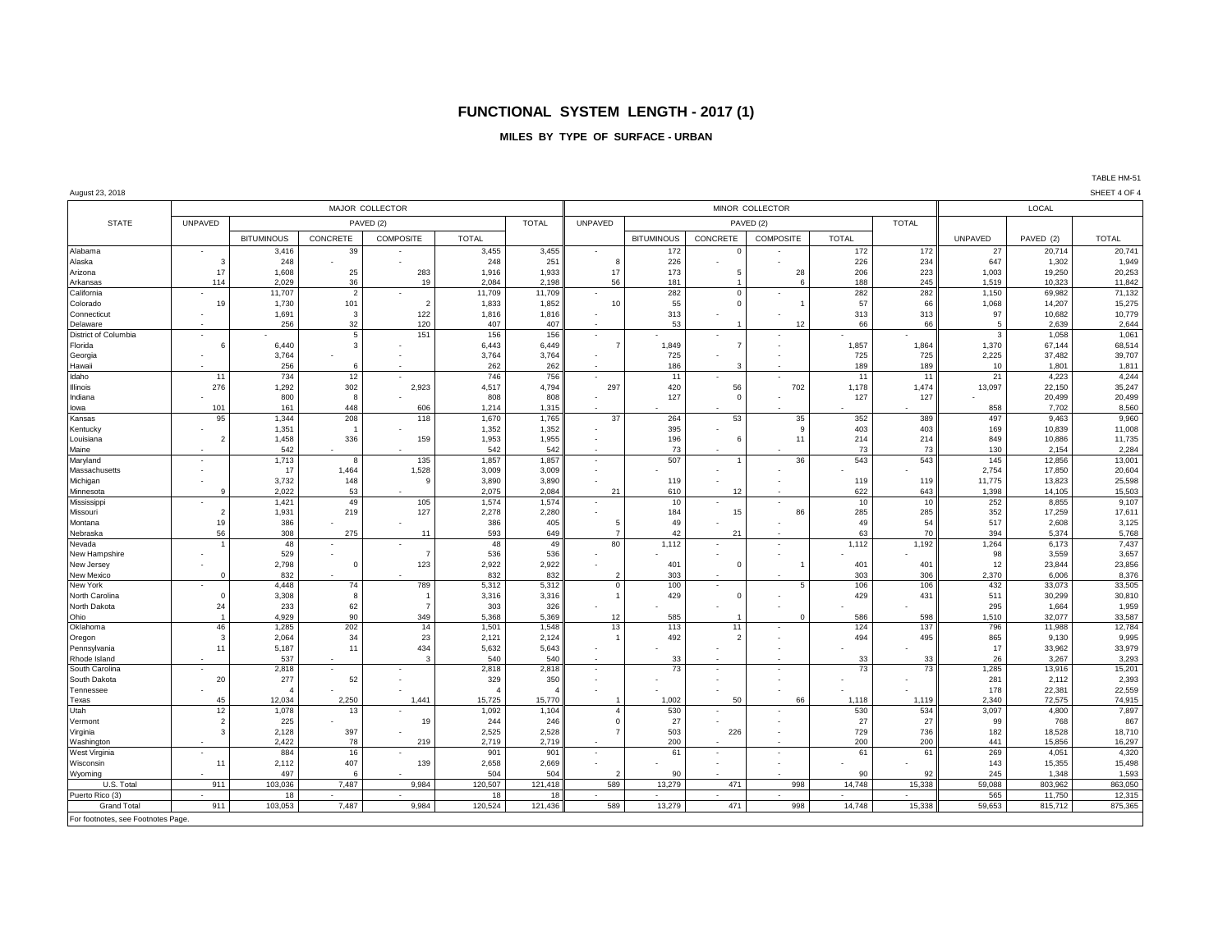# FUNCTIONAL SYSTEM LENGTH - 2017 (1)

## MILES BY TYPE OF SURFACE - URBAN

August 23, 2018

TABLE HM-51

SHEET 4 OF 4

| STATE | MAJOR COLLECTOR | | | | | | MINOR COLLECTOR | | | | | | LOCAL | | |
|---|---|---|---|---|---|---|---|---|---|---|---|---|---|---|---|
| | UNPAVED | PAVED (2) | | | | TOTAL | UNPAVED | PAVED (2) | | | | TOTAL | UNPAVED | PAVED (2) | TOTAL |
| | | BITUMINOUS | CONCRETE | COMPOSITE | TOTAL | | | BITUMINOUS | CONCRETE | COMPOSITE | TOTAL | | | | |
| Alabama | - | 3,416 | 39 | - | 3,455 | 3,455 | - | 172 | 0 | - | 172 | 172 | 27 | 20,714 | 20,741 |
| Alaska | 3 | 248 | - | - | 248 | 251 | 8 | 226 | - | - | 226 | 234 | 647 | 1,302 | 1,949 |
| Arizona | 17 | 1,608 | 25 | 283 | 1,916 | 1,933 | 17 | 173 | 5 | 28 | 206 | 223 | 1,003 | 19,250 | 20,253 |
| Arkansas | 114 | 2,029 | 36 | 19 | 2,084 | 2,198 | 56 | 181 | 1 | 6 | 188 | 245 | 1,519 | 10,323 | 11,842 |
| California | - | 11,707 | 2 | - | 11,709 | 11,709 | - | 282 | 0 | - | 282 | 282 | 1,150 | 69,982 | 71,132 |
| Colorado | 19 | 1,730 | 101 | 2 | 1,833 | 1,852 | 10 | 55 | 0 | 1 | 57 | 66 | 1,068 | 14,207 | 15,275 |
| Connecticut | - | 1,691 | 3 | 122 | 1,816 | 1,816 | - | 313 | - | - | 313 | 313 | 97 | 10,682 | 10,779 |
| Delaware | - | 256 | 32 | 120 | 407 | 407 | - | 53 | 1 | 12 | 66 | 66 | 5 | 2,639 | 2,644 |
| District of Columbia | - | - | 5 | 151 | 156 | 156 | - | - | - | - | - | - | 3 | 1,058 | 1,061 |
| Florida | 6 | 6,440 | 3 | - | 6,443 | 6,449 | 7 | 1,849 | 7 | - | 1,857 | 1,864 | 1,370 | 67,144 | 68,514 |
| Georgia | - | 3,764 | - | - | 3,764 | 3,764 | - | 725 | - | - | 725 | 725 | 2,225 | 37,482 | 39,707 |
| Hawaii | - | 256 | 6 | - | 262 | 262 | - | 186 | 3 | - | 189 | 189 | 10 | 1,801 | 1,811 |
| Idaho | 11 | 734 | 12 | - | 746 | 756 | - | 11 | - | - | 11 | 11 | 21 | 4,223 | 4,244 |
| Illinois | 276 | 1,292 | 302 | 2,923 | 4,517 | 4,794 | 297 | 420 | 56 | 702 | 1,178 | 1,474 | 13,097 | 22,150 | 35,247 |
| Indiana | - | 800 | 8 | - | 808 | 808 | - | 127 | 0 | - | 127 | 127 | - | 20,499 | 20,499 |
| Iowa | 101 | 161 | 448 | 606 | 1,214 | 1,315 | - | - | - | - | - | - | 858 | 7,702 | 8,560 |
| Kansas | 95 | 1,344 | 208 | 118 | 1,670 | 1,765 | 37 | 264 | 53 | 35 | 352 | 389 | 497 | 9,463 | 9,960 |
| Kentucky | - | 1,351 | 1 | - | 1,352 | 1,352 | - | 395 | - | 9 | 403 | 403 | 169 | 10,839 | 11,008 |
| Louisiana | 2 | 1,458 | 336 | 159 | 1,953 | 1,955 | - | 196 | 6 | 11 | 214 | 214 | 849 | 10,886 | 11,735 |
| Maine | - | 542 | - | - | 542 | 542 | - | 73 | - | - | 73 | 73 | 130 | 2,154 | 2,284 |
| Maryland | - | 1,713 | 8 | 135 | 1,857 | 1,857 | - | 507 | 1 | 36 | 543 | 543 | 145 | 12,856 | 13,001 |
| Massachusetts | - | 17 | 1,464 | 1,528 | 3,009 | 3,009 | - | - | - | - | - | - | 2,754 | 17,850 | 20,604 |
| Michigan | - | 3,732 | 148 | 9 | 3,890 | 3,890 | - | 119 | - | - | 119 | 119 | 11,775 | 13,823 | 25,598 |
| Minnesota | 9 | 2,022 | 53 | - | 2,075 | 2,084 | 21 | 610 | 12 | - | 622 | 643 | 1,398 | 14,105 | 15,503 |
| Mississippi | - | 1,421 | 49 | 105 | 1,574 | 1,574 | - | 10 | - | - | 10 | 10 | 252 | 8,855 | 9,107 |
| Missouri | 2 | 1,931 | 219 | 127 | 2,278 | 2,280 | - | 184 | 15 | 86 | 285 | 285 | 352 | 17,259 | 17,611 |
| Montana | 19 | 386 | - | - | 386 | 405 | 5 | 49 | - | - | 49 | 54 | 517 | 2,608 | 3,125 |
| Nebraska | 56 | 308 | 275 | 11 | 593 | 649 | 7 | 42 | 21 | - | 63 | 70 | 394 | 5,374 | 5,768 |
| Nevada | 1 | 48 | - | - | 48 | 49 | 80 | 1,112 | - | - | 1,112 | 1,192 | 1,264 | 6,173 | 7,437 |
| New Hampshire | - | 529 | - | 7 | 536 | 536 | - | - | - | - | - | - | 98 | 3,559 | 3,657 |
| New Jersey | - | 2,798 | 0 | 123 | 2,922 | 2,922 | - | 401 | 0 | 1 | 401 | 401 | 12 | 23,844 | 23,856 |
| New Mexico | 0 | 832 | - | - | 832 | 832 | 2 | 303 | - | - | 303 | 306 | 2,370 | 6,006 | 8,376 |
| New York | - | 4,448 | 74 | 789 | 5,312 | 5,312 | 0 | 100 | - | 5 | 106 | 106 | 432 | 33,073 | 33,505 |
| North Carolina | 0 | 3,308 | 8 | 1 | 3,316 | 3,316 | 1 | 429 | 0 | - | 429 | 431 | 511 | 30,299 | 30,810 |
| North Dakota | 24 | 233 | 62 | 7 | 303 | 326 | - | - | - | - | - | - | 295 | 1,664 | 1,959 |
| Ohio | 1 | 4,929 | 90 | 349 | 5,368 | 5,369 | 12 | 585 | 1 | 0 | 586 | 598 | 1,510 | 32,077 | 33,587 |
| Oklahoma | 46 | 1,285 | 202 | 14 | 1,501 | 1,548 | 13 | 113 | 11 | - | 124 | 137 | 796 | 11,988 | 12,784 |
| Oregon | 3 | 2,064 | 34 | 23 | 2,121 | 2,124 | 1 | 492 | 2 | - | 494 | 495 | 865 | 9,130 | 9,995 |
| Pennsylvania | 11 | 5,187 | 11 | 434 | 5,632 | 5,643 | - | - | - | - | - | - | 17 | 33,962 | 33,979 |
| Rhode Island | - | 537 | - | 3 | 540 | 540 | - | 33 | - | - | 33 | 33 | 26 | 3,267 | 3,293 |
| South Carolina | - | 2,818 | - | - | 2,818 | 2,818 | - | 73 | - | - | 73 | 73 | 1,285 | 13,916 | 15,201 |
| South Dakota | 20 | 277 | 52 | - | 329 | 350 | - | - | - | - | - | - | 281 | 2,112 | 2,393 |
| Tennessee | - | 4 | - | - | 4 | 4 | - | - | - | - | - | - | 178 | 22,381 | 22,559 |
| Texas | 45 | 12,034 | 2,250 | 1,441 | 15,725 | 15,770 | 1 | 1,002 | 50 | 66 | 1,118 | 1,119 | 2,340 | 72,575 | 74,915 |
| Utah | 12 | 1,078 | 13 | - | 1,092 | 1,104 | 4 | 530 | - | - | 530 | 534 | 3,097 | 4,800 | 7,897 |
| Vermont | 2 | 225 | - | 19 | 244 | 246 | 0 | 27 | - | - | 27 | 27 | 99 | 768 | 867 |
| Virginia | 3 | 2,128 | 397 | - | 2,525 | 2,528 | 7 | 503 | 226 | - | 729 | 736 | 182 | 18,528 | 18,710 |
| Washington | - | 2,422 | 78 | 219 | 2,719 | 2,719 | - | 200 | - | - | 200 | 200 | 441 | 15,856 | 16,297 |
| West Virginia | - | 884 | 16 | - | 901 | 901 | - | 61 | - | - | 61 | 61 | 269 | 4,051 | 4,320 |
| Wisconsin | 11 | 2,112 | 407 | 139 | 2,658 | 2,669 | - | - | - | - | - | - | 143 | 15,355 | 15,498 |
| Wyoming | - | 497 | 6 | - | 504 | 504 | 2 | 90 | - | - | 90 | 92 | 245 | 1,348 | 1,593 |
| U.S. Total | 911 | 103,036 | 7,487 | 9,984 | 120,507 | 121,418 | 589 | 13,279 | 471 | 998 | 14,748 | 15,338 | 59,088 | 803,962 | 863,050 |
| Puerto Rico (3) | - | 18 | - | - | 18 | 18 | - | - | - | - | - | - | 565 | 11,750 | 12,315 |
| Grand Total | 911 | 103,053 | 7,487 | 9,984 | 120,524 | 121,436 | 589 | 13,279 | 471 | 998 | 14,748 | 15,338 | 59,653 | 815,712 | 875,365 |

For footnotes, see Footnotes Page.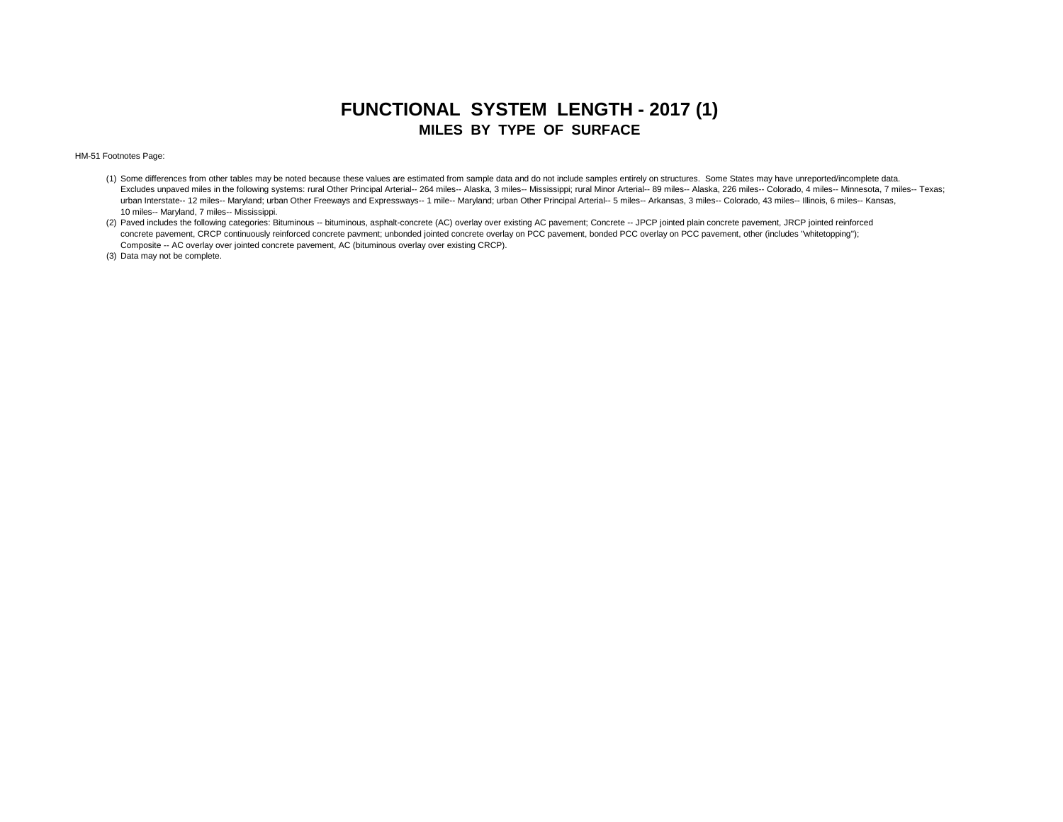# FUNCTIONAL SYSTEM LENGTH - 2017 (1)

## MILES BY TYPE OF SURFACE

HM-51 Footnotes Page:

(1) Some differences from other tables may be noted because these values are estimated from sample data and do not include samples entirely on structures. Some States may have unreported/incomplete data. Excludes unpaved miles in the following systems: rural Other Principal Arterial-- 264 miles-- Alaska, 3 miles-- Mississippi; rural Minor Arterial-- 89 miles-- Alaska, 226 miles-- Colorado, 4 miles-- Minnesota, 7 miles-- Texas; urban Interstate-- 12 miles-- Maryland; urban Other Freeways and Expressways-- 1 mile-- Maryland; urban Other Principal Arterial-- 5 miles-- Arkansas, 3 miles-- Colorado, 43 miles-- Illinois, 6 miles-- Kansas, 10 miles-- Maryland, 7 miles-- Mississippi.

(2) Paved includes the following categories: Bituminous -- bituminous, asphalt-concrete (AC) overlay over existing AC pavement; Concrete -- JPCP jointed plain concrete pavement, JRCP jointed reinforced concrete pavement, CRCP continuously reinforced concrete pavment; unbonded jointed concrete overlay on PCC pavement, bonded PCC overlay on PCC pavement, other (includes "whitetopping"); Composite -- AC overlay over jointed concrete pavement, AC (bituminous overlay over existing CRCP).

(3) Data may not be complete.